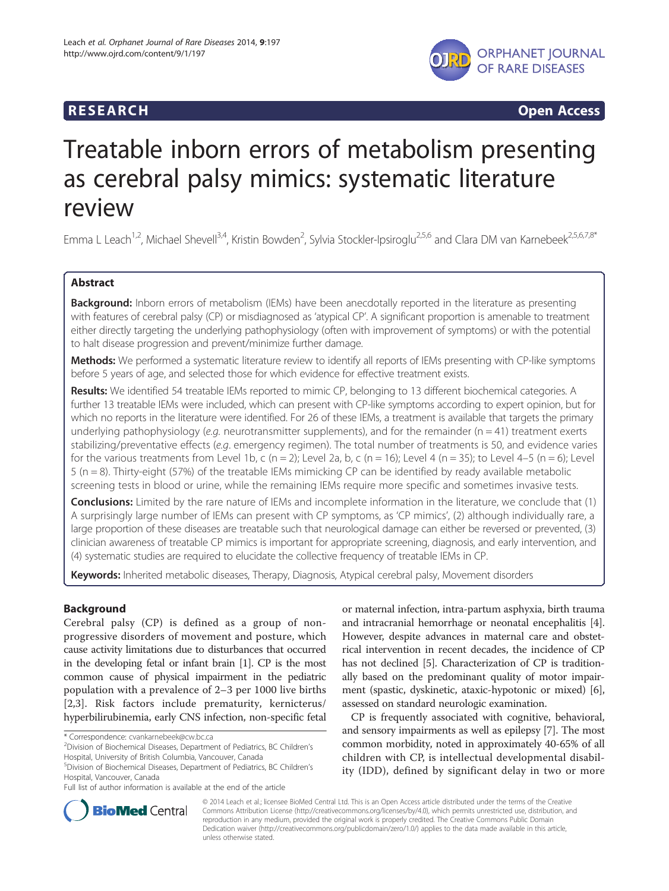**RESEARCH** **Open Access**

# Treatable inborn errors of metabolism presenting as cerebral palsy mimics: systematic literature review

Emma L Leach[1,2], Michael Shevell[3,4], Kristin Bowden[2], Sylvia Stockler-Ipsiroglu[2,5,6] and Clara DM van Karnebeek[2,5,6,7,8*]

## Abstract

**Background:** Inborn errors of metabolism (IEMs) have been anecdotally reported in the literature as presenting with features of cerebral palsy (CP) or misdiagnosed as 'atypical CP'. A significant proportion is amenable to treatment either directly targeting the underlying pathophysiology (often with improvement of symptoms) or with the potential to halt disease progression and prevent/minimize further damage.

**Methods:** We performed a systematic literature review to identify all reports of IEMs presenting with CP-like symptoms before 5 years of age, and selected those for which evidence for effective treatment exists.

**Results:** We identified 54 treatable IEMs reported to mimic CP, belonging to 13 different biochemical categories. A further 13 treatable IEMs were included, which can present with CP-like symptoms according to expert opinion, but for which no reports in the literature were identified. For 26 of these IEMs, a treatment is available that targets the primary underlying pathophysiology (*e.g.* neurotransmitter supplements), and for the remainder (n = 41) treatment exerts stabilizing/preventative effects (*e.g.* emergency regimen). The total number of treatments is 50, and evidence varies for the various treatments from Level 1b, c (n = 2); Level 2a, b, c (n = 16); Level 4 (n = 35); to Level 4–5 (n = 6); Level 5 (n = 8). Thirty-eight (57%) of the treatable IEMs mimicking CP can be identified by ready available metabolic screening tests in blood or urine, while the remaining IEMs require more specific and sometimes invasive tests.

**Conclusions:** Limited by the rare nature of IEMs and incomplete information in the literature, we conclude that (1) A surprisingly large number of IEMs can present with CP symptoms, as 'CP mimics', (2) although individually rare, a large proportion of these diseases are treatable such that neurological damage can either be reversed or prevented, (3) clinician awareness of treatable CP mimics is important for appropriate screening, diagnosis, and early intervention, and (4) systematic studies are required to elucidate the collective frequency of treatable IEMs in CP.

**Keywords:** Inherited metabolic diseases, Therapy, Diagnosis, Atypical cerebral palsy, Movement disorders

## Background

Cerebral palsy (CP) is defined as a group of non-progressive disorders of movement and posture, which cause activity limitations due to disturbances that occurred in the developing fetal or infant brain [1]. CP is the most common cause of physical impairment in the pediatric population with a prevalence of 2–3 per 1000 live births [2,3]. Risk factors include prematurity, kernicterus/hyperbilirubinemia, early CNS infection, non-specific fetal or maternal infection, intra-partum asphyxia, birth trauma and intracranial hemorrhage or neonatal encephalitis [4]. However, despite advances in maternal care and obstetrical intervention in recent decades, the incidence of CP has not declined [5]. Characterization of CP is traditionally based on the predominant quality of motor impairment (spastic, dyskinetic, ataxic-hypotonic or mixed) [6], assessed on standard neurologic examination.

CP is frequently associated with cognitive, behavioral, and sensory impairments as well as epilepsy [7]. The most common morbidity, noted in approximately 40-65% of all children with CP, is intellectual developmental disability (IDD), defined by significant delay in two or more

\* Correspondence: cvankarnebeek@cw.bc.ca
[2]Division of Biochemical Diseases, Department of Pediatrics, BC Children's Hospital, University of British Columbia, Vancouver, Canada
[5]Division of Biochemical Diseases, Department of Pediatrics, BC Children's Hospital, Vancouver, Canada
Full list of author information is available at the end of the article

© 2014 Leach et al.; licensee BioMed Central Ltd. This is an Open Access article distributed under the terms of the Creative Commons Attribution License (http://creativecommons.org/licenses/by/4.0), which permits unrestricted use, distribution, and reproduction in any medium, provided the original work is properly credited. The Creative Commons Public Domain Dedication waiver (http://creativecommons.org/publicdomain/zero/1.0/) applies to the data made available in this article, unless otherwise stated.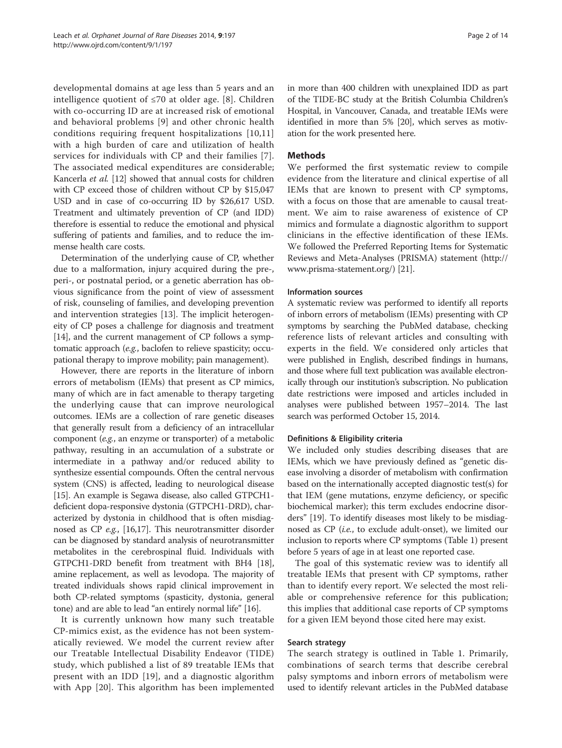developmental domains at age less than 5 years and an intelligence quotient of ≤70 at older age. [8]. Children with co-occurring ID are at increased risk of emotional and behavioral problems [9] and other chronic health conditions requiring frequent hospitalizations [10,11] with a high burden of care and utilization of health services for individuals with CP and their families [7]. The associated medical expenditures are considerable; Kancerla *et al.* [12] showed that annual costs for children with CP exceed those of children without CP by $15,047 USD and in case of co-occurring ID by $26,617 USD. Treatment and ultimately prevention of CP (and IDD) therefore is essential to reduce the emotional and physical suffering of patients and families, and to reduce the immense health care costs.

Determination of the underlying cause of CP, whether due to a malformation, injury acquired during the pre-, peri-, or postnatal period, or a genetic aberration has obvious significance from the point of view of assessment of risk, counseling of families, and developing prevention and intervention strategies [13]. The implicit heterogeneity of CP poses a challenge for diagnosis and treatment [14], and the current management of CP follows a symptomatic approach (*e.g.*, baclofen to relieve spasticity; occupational therapy to improve mobility; pain management).

However, there are reports in the literature of inborn errors of metabolism (IEMs) that present as CP mimics, many of which are in fact amenable to therapy targeting the underlying cause that can improve neurological outcomes. IEMs are a collection of rare genetic diseases that generally result from a deficiency of an intracellular component (*e.g.*, an enzyme or transporter) of a metabolic pathway, resulting in an accumulation of a substrate or intermediate in a pathway and/or reduced ability to synthesize essential compounds. Often the central nervous system (CNS) is affected, leading to neurological disease [15]. An example is Segawa disease, also called GTPCH1-deficient dopa-responsive dystonia (GTPCH1-DRD), characterized by dystonia in childhood that is often misdiagnosed as CP *e.g.*, [16,17]. This neurotransmitter disorder can be diagnosed by standard analysis of neurotransmitter metabolites in the cerebrospinal fluid. Individuals with GTPCH1-DRD benefit from treatment with BH4 [18], amine replacement, as well as levodopa. The majority of treated individuals shows rapid clinical improvement in both CP-related symptoms (spasticity, dystonia, general tone) and are able to lead "an entirely normal life" [16].

It is currently unknown how many such treatable CP-mimics exist, as the evidence has not been systematically reviewed. We model the current review after our Treatable Intellectual Disability Endeavor (TIDE) study, which published a list of 89 treatable IEMs that present with an IDD [19], and a diagnostic algorithm with App [20]. This algorithm has been implemented in more than 400 children with unexplained IDD as part of the TIDE-BC study at the British Columbia Children's Hospital, in Vancouver, Canada, and treatable IEMs were identified in more than 5% [20], which serves as motivation for the work presented here.

## Methods

We performed the first systematic review to compile evidence from the literature and clinical expertise of all IEMs that are known to present with CP symptoms, with a focus on those that are amenable to causal treatment. We aim to raise awareness of existence of CP mimics and formulate a diagnostic algorithm to support clinicians in the effective identification of these IEMs. We followed the Preferred Reporting Items for Systematic Reviews and Meta-Analyses (PRISMA) statement (http://www.prisma-statement.org/) [21].

### Information sources

A systematic review was performed to identify all reports of inborn errors of metabolism (IEMs) presenting with CP symptoms by searching the PubMed database, checking reference lists of relevant articles and consulting with experts in the field. We considered only articles that were published in English, described findings in humans, and those where full text publication was available electronically through our institution's subscription. No publication date restrictions were imposed and articles included in analyses were published between 1957–2014. The last search was performed October 15, 2014.

### Definitions & Eligibility criteria

We included only studies describing diseases that are IEMs, which we have previously defined as "genetic disease involving a disorder of metabolism with confirmation based on the internationally accepted diagnostic test(s) for that IEM (gene mutations, enzyme deficiency, or specific biochemical marker); this term excludes endocrine disorders" [19]. To identify diseases most likely to be misdiagnosed as CP (*i.e.*, to exclude adult-onset), we limited our inclusion to reports where CP symptoms (Table 1) present before 5 years of age in at least one reported case.

The goal of this systematic review was to identify all treatable IEMs that present with CP symptoms, rather than to identify every report. We selected the most reliable or comprehensive reference for this publication; this implies that additional case reports of CP symptoms for a given IEM beyond those cited here may exist.

### Search strategy

The search strategy is outlined in Table 1. Primarily, combinations of search terms that describe cerebral palsy symptoms and inborn errors of metabolism were used to identify relevant articles in the PubMed database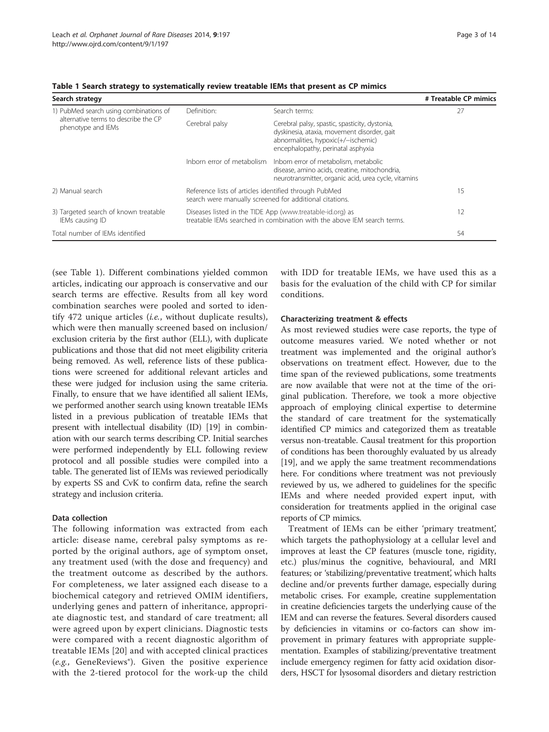**Table 1 Search strategy to systematically review treatable IEMs that present as CP mimics**

| Search strategy | | | # Treatable CP mimics |
|---|---|---|---|
| 1) PubMed search using combinations of alternative terms to describe the CP phenotype and IEMs | Definition: | Search terms: | 27 |
| | Cerebral palsy | Cerebral palsy, spastic, spasticity, dystonia, dyskinesia, ataxia, movement disorder, gait abnormalities, hypoxic(+/−ischemic) encephalopathy, perinatal asphyxia | |
| | Inborn error of metabolism | Inborn error of metabolism, metabolic disease, amino acids, creatine, mitochondria, neurotransmitter, organic acid, urea cycle, vitamins | |
| 2) Manual search | Reference lists of articles identified through PubMed search were manually screened for additional citations. | | 15 |
| 3) Targeted search of known treatable IEMs causing ID | Diseases listed in the TIDE App (www.treatable-id.org) as treatable IEMs searched in combination with the above IEM search terms. | | 12 |
| Total number of IEMs identified | | | 54 |

(see Table 1). Different combinations yielded common articles, indicating our approach is conservative and our search terms are effective. Results from all key word combination searches were pooled and sorted to identify 472 unique articles (*i.e.*, without duplicate results), which were then manually screened based on inclusion/exclusion criteria by the first author (ELL), with duplicate publications and those that did not meet eligibility criteria being removed. As well, reference lists of these publications were screened for additional relevant articles and these were judged for inclusion using the same criteria. Finally, to ensure that we have identified all salient IEMs, we performed another search using known treatable IEMs listed in a previous publication of treatable IEMs that present with intellectual disability (ID) [19] in combination with our search terms describing CP. Initial searches were performed independently by ELL following review protocol and all possible studies were compiled into a table. The generated list of IEMs was reviewed periodically by experts SS and CvK to confirm data, refine the search strategy and inclusion criteria.

#### Data collection

The following information was extracted from each article: disease name, cerebral palsy symptoms as reported by the original authors, age of symptom onset, any treatment used (with the dose and frequency) and the treatment outcome as described by the authors. For completeness, we later assigned each disease to a biochemical category and retrieved OMIM identifiers, underlying genes and pattern of inheritance, appropriate diagnostic test, and standard of care treatment; all were agreed upon by expert clinicians. Diagnostic tests were compared with a recent diagnostic algorithm of treatable IEMs [20] and with accepted clinical practices (*e.g.*, GeneReviews®). Given the positive experience with the 2-tiered protocol for the work-up the child with IDD for treatable IEMs, we have used this as a basis for the evaluation of the child with CP for similar conditions.

#### Characterizing treatment & effects

As most reviewed studies were case reports, the type of outcome measures varied. We noted whether or not treatment was implemented and the original author's observations on treatment effect. However, due to the time span of the reviewed publications, some treatments are now available that were not at the time of the original publication. Therefore, we took a more objective approach of employing clinical expertise to determine the standard of care treatment for the systematically identified CP mimics and categorized them as treatable versus non-treatable. Causal treatment for this proportion of conditions has been thoroughly evaluated by us already [19], and we apply the same treatment recommendations here. For conditions where treatment was not previously reviewed by us, we adhered to guidelines for the specific IEMs and where needed provided expert input, with consideration for treatments applied in the original case reports of CP mimics.

Treatment of IEMs can be either 'primary treatment', which targets the pathophysiology at a cellular level and improves at least the CP features (muscle tone, rigidity, etc.) plus/minus the cognitive, behavioural, and MRI features; or 'stabilizing/preventative treatment', which halts decline and/or prevents further damage, especially during metabolic crises. For example, creatine supplementation in creatine deficiencies targets the underlying cause of the IEM and can reverse the features. Several disorders caused by deficiencies in vitamins or co-factors can show improvement in primary features with appropriate supplementation. Examples of stabilizing/preventative treatment include emergency regimen for fatty acid oxidation disorders, HSCT for lysosomal disorders and dietary restriction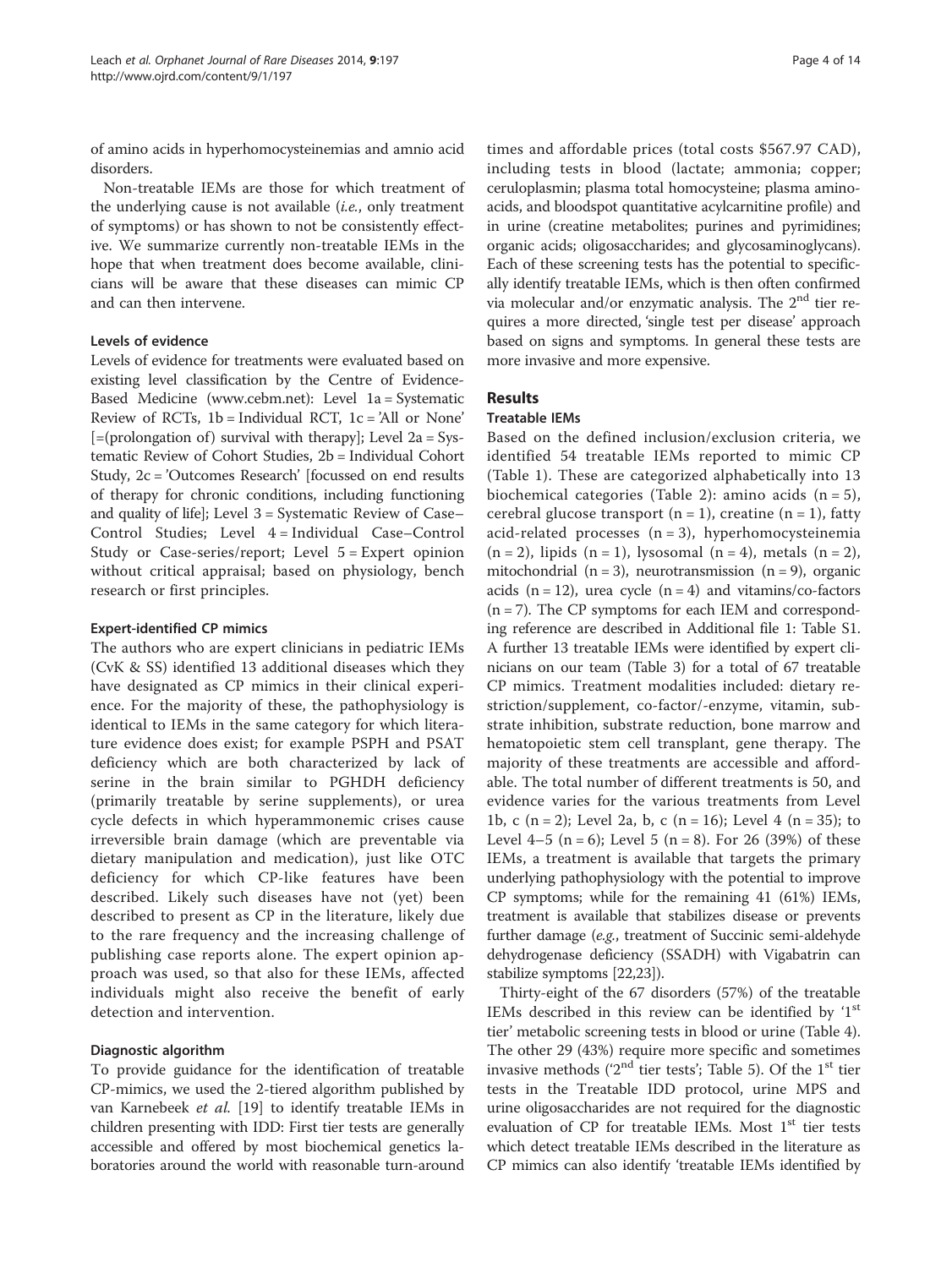of amino acids in hyperhomocysteinemias and amnio acid disorders.

Non-treatable IEMs are those for which treatment of the underlying cause is not available (*i.e.*, only treatment of symptoms) or has shown to not be consistently effective. We summarize currently non-treatable IEMs in the hope that when treatment does become available, clinicians will be aware that these diseases can mimic CP and can then intervene.

#### Levels of evidence

Levels of evidence for treatments were evaluated based on existing level classification by the Centre of Evidence-Based Medicine (www.cebm.net): Level 1a = Systematic Review of RCTs, 1b = Individual RCT, 1c = 'All or None' [=(prolongation of) survival with therapy]; Level 2a = Systematic Review of Cohort Studies, 2b = Individual Cohort Study, 2c = 'Outcomes Research' [focussed on end results of therapy for chronic conditions, including functioning and quality of life]; Level 3 = Systematic Review of Case–Control Studies; Level 4 = Individual Case–Control Study or Case-series/report; Level 5 = Expert opinion without critical appraisal; based on physiology, bench research or first principles.

#### Expert-identified CP mimics

The authors who are expert clinicians in pediatric IEMs (CvK & SS) identified 13 additional diseases which they have designated as CP mimics in their clinical experience. For the majority of these, the pathophysiology is identical to IEMs in the same category for which literature evidence does exist; for example PSPH and PSAT deficiency which are both characterized by lack of serine in the brain similar to PGHDH deficiency (primarily treatable by serine supplements), or urea cycle defects in which hyperammonemic crises cause irreversible brain damage (which are preventable via dietary manipulation and medication), just like OTC deficiency for which CP-like features have been described. Likely such diseases have not (yet) been described to present as CP in the literature, likely due to the rare frequency and the increasing challenge of publishing case reports alone. The expert opinion approach was used, so that also for these IEMs, affected individuals might also receive the benefit of early detection and intervention.

#### Diagnostic algorithm

To provide guidance for the identification of treatable CP-mimics, we used the 2-tiered algorithm published by van Karnebeek *et al.* [19] to identify treatable IEMs in children presenting with IDD: First tier tests are generally accessible and offered by most biochemical genetics laboratories around the world with reasonable turn-around times and affordable prices (total costs $567.97 CAD), including tests in blood (lactate; ammonia; copper; ceruloplasmin; plasma total homocysteine; plasma aminoacids, and bloodspot quantitative acylcarnitine profile) and in urine (creatine metabolites; purines and pyrimidines; organic acids; oligosaccharides; and glycosaminoglycans). Each of these screening tests has the potential to specifically identify treatable IEMs, which is then often confirmed via molecular and/or enzymatic analysis. The 2nd tier requires a more directed, 'single test per disease' approach based on signs and symptoms. In general these tests are more invasive and more expensive.

## Results

### Treatable IEMs

Based on the defined inclusion/exclusion criteria, we identified 54 treatable IEMs reported to mimic CP (Table 1). These are categorized alphabetically into 13 biochemical categories (Table 2): amino acids (n = 5), cerebral glucose transport (n = 1), creatine (n = 1), fatty acid-related processes (n = 3), hyperhomocysteinemia (n = 2), lipids (n = 1), lysosomal (n = 4), metals (n = 2), mitochondrial (n = 3), neurotransmission (n = 9), organic acids (n = 12), urea cycle (n = 4) and vitamins/co-factors (n = 7). The CP symptoms for each IEM and corresponding reference are described in Additional file 1: Table S1. A further 13 treatable IEMs were identified by expert clinicians on our team (Table 3) for a total of 67 treatable CP mimics. Treatment modalities included: dietary restriction/supplement, co-factor/-enzyme, vitamin, substrate inhibition, substrate reduction, bone marrow and hematopoietic stem cell transplant, gene therapy. The majority of these treatments are accessible and affordable. The total number of different treatments is 50, and evidence varies for the various treatments from Level 1b, c (n = 2); Level 2a, b, c (n = 16); Level 4 (n = 35); to Level 4–5 (n = 6); Level 5 (n = 8). For 26 (39%) of these IEMs, a treatment is available that targets the primary underlying pathophysiology with the potential to improve CP symptoms; while for the remaining 41 (61%) IEMs, treatment is available that stabilizes disease or prevents further damage (*e.g.*, treatment of Succinic semi-aldehyde dehydrogenase deficiency (SSADH) with Vigabatrin can stabilize symptoms [22,23]).

Thirty-eight of the 67 disorders (57%) of the treatable IEMs described in this review can be identified by '1st tier' metabolic screening tests in blood or urine (Table 4). The other 29 (43%) require more specific and sometimes invasive methods ('2nd tier tests'; Table 5). Of the 1st tier tests in the Treatable IDD protocol, urine MPS and urine oligosaccharides are not required for the diagnostic evaluation of CP for treatable IEMs. Most 1st tier tests which detect treatable IEMs described in the literature as CP mimics can also identify 'treatable IEMs identified by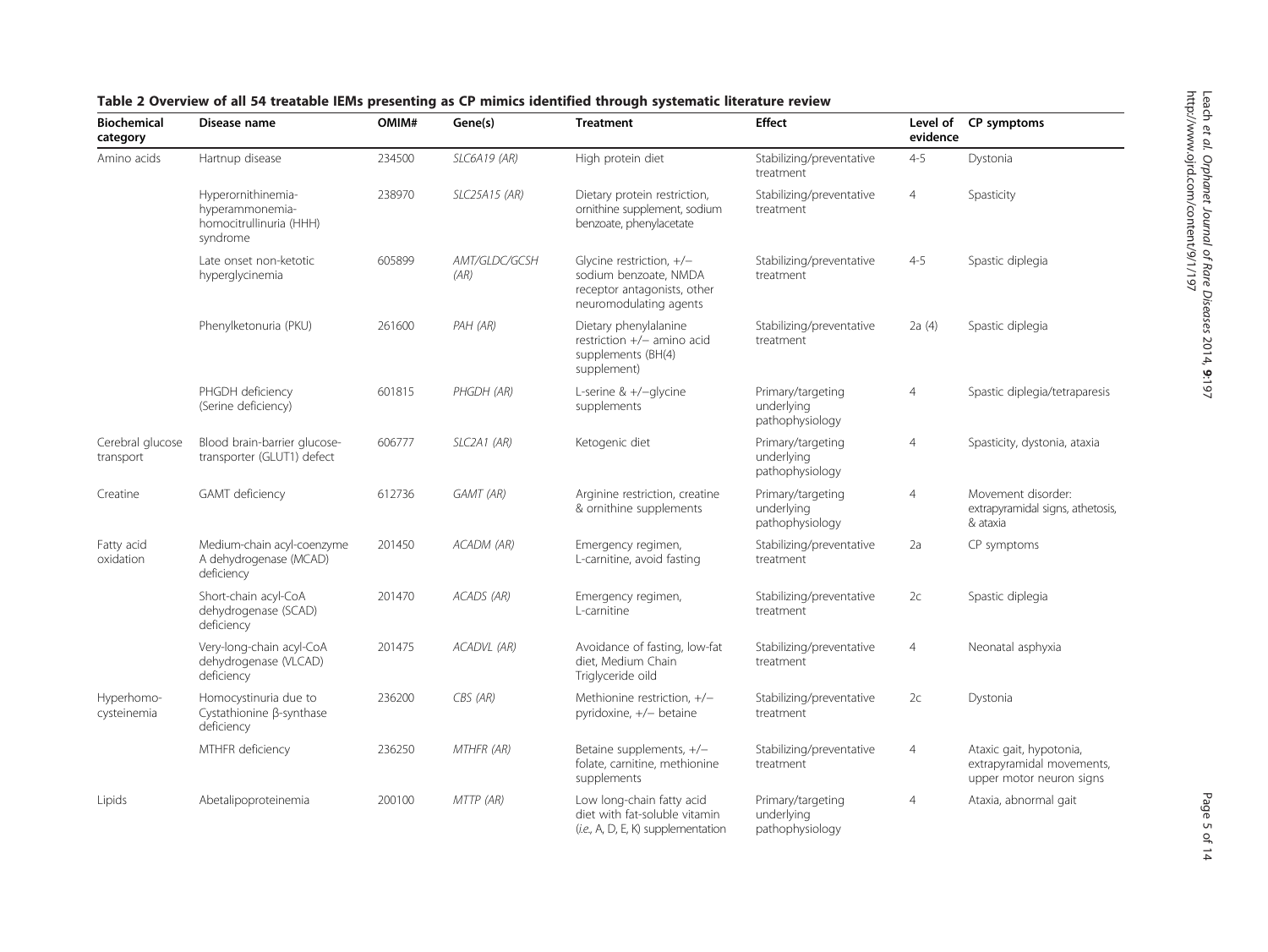**Table 2 Overview of all 54 treatable IEMs presenting as CP mimics identified through systematic literature review**

| Biochemical category | Disease name | OMIM# | Gene(s) | Treatment | Effect | Level of evidence | CP symptoms |
|---|---|---|---|---|---|---|---|
| Amino acids | Hartnup disease | 234500 | *SLC6A19 (AR)* | High protein diet | Stabilizing/preventative treatment | 4-5 | Dystonia |
| | Hyperornithinemia-hyperammonemia-homocitrullinuria (HHH) syndrome | 238970 | *SLC25A15 (AR)* | Dietary protein restriction, ornithine supplement, sodium benzoate, phenylacetate | Stabilizing/preventative treatment | 4 | Spasticity |
| | Late onset non-ketotic hyperglycinemia | 605899 | *AMT/GLDC/GCSH (AR)* | Glycine restriction, +/− sodium benzoate, NMDA receptor antagonists, other neuromodulating agents | Stabilizing/preventative treatment | 4-5 | Spastic diplegia |
| | Phenylketonuria (PKU) | 261600 | *PAH (AR)* | Dietary phenylalanine restriction +/− amino acid supplements (BH(4) supplement) | Stabilizing/preventative treatment | 2a (4) | Spastic diplegia |
| | PHGDH deficiency (Serine deficiency) | 601815 | *PHGDH (AR)* | L-serine & +/−glycine supplements | Primary/targeting underlying pathophysiology | 4 | Spastic diplegia/tetraparesis |
| Cerebral glucose transport | Blood brain-barrier glucose-transporter (GLUT1) defect | 606777 | *SLC2A1 (AR)* | Ketogenic diet | Primary/targeting underlying pathophysiology | 4 | Spasticity, dystonia, ataxia |
| Creatine | GAMT deficiency | 612736 | *GAMT (AR)* | Arginine restriction, creatine & ornithine supplements | Primary/targeting underlying pathophysiology | 4 | Movement disorder: extrapyramidal signs, athetosis, & ataxia |
| Fatty acid oxidation | Medium-chain acyl-coenzyme A dehydrogenase (MCAD) deficiency | 201450 | *ACADM (AR)* | Emergency regimen, L-carnitine, avoid fasting | Stabilizing/preventative treatment | 2a | CP symptoms |
| | Short-chain acyl-CoA dehydrogenase (SCAD) deficiency | 201470 | *ACADS (AR)* | Emergency regimen, L-carnitine | Stabilizing/preventative treatment | 2c | Spastic diplegia |
| | Very-long-chain acyl-CoA dehydrogenase (VLCAD) deficiency | 201475 | *ACADVL (AR)* | Avoidance of fasting, low-fat diet, Medium Chain Triglyceride oild | Stabilizing/preventative treatment | 4 | Neonatal asphyxia |
| Hyperhomo-cysteinemia | Homocystinuria due to Cystathionine β-synthase deficiency | 236200 | *CBS (AR)* | Methionine restriction, +/− pyridoxine, +/− betaine | Stabilizing/preventative treatment | 2c | Dystonia |
| | MTHFR deficiency | 236250 | *MTHFR (AR)* | Betaine supplements, +/− folate, carnitine, methionine supplements | Stabilizing/preventative treatment | 4 | Ataxic gait, hypotonia, extrapyramidal movements, upper motor neuron signs |
| Lipids | Abetalipoproteinemia | 200100 | *MTTP (AR)* | Low long-chain fatty acid diet with fat-soluble vitamin (*i.e.*, A, D, E, K) supplementation | Primary/targeting underlying pathophysiology | 4 | Ataxia, abnormal gait |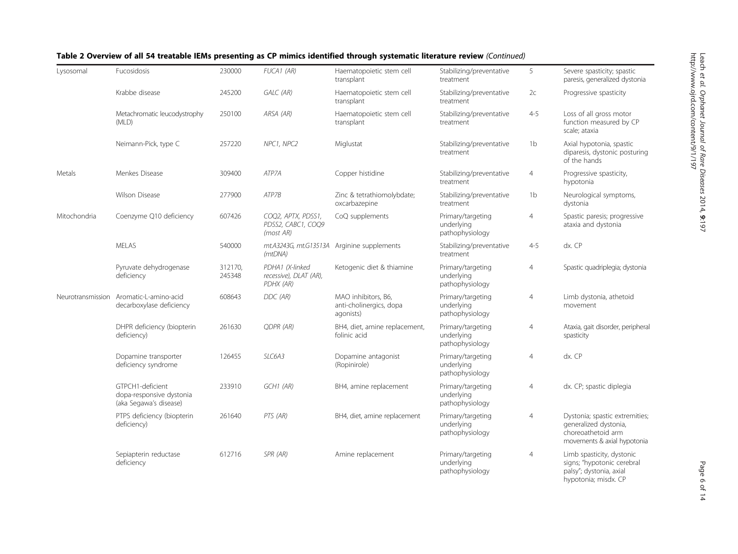**Table 2 Overview of all 54 treatable IEMs presenting as CP mimics identified through systematic literature review** *(Continued)*

| | | | | | | | |
|---|---|---|---|---|---|---|---|
| Lysosomal | Fucosidosis | 230000 | *FUCA1 (AR)* | Haematopoietic stem cell transplant | Stabilizing/preventative treatment | 5 | Severe spasticity; spastic paresis, generalized dystonia |
| | Krabbe disease | 245200 | *GALC (AR)* | Haematopoietic stem cell transplant | Stabilizing/preventative treatment | 2c | Progressive spasticity |
| | Metachromatic leucodystrophy (MLD) | 250100 | *ARSA (AR)* | Haematopoietic stem cell transplant | Stabilizing/preventative treatment | 4-5 | Loss of all gross motor function measured by CP scale; ataxia |
| | Neimann-Pick, type C | 257220 | *NPC1, NPC2* | Miglustat | Stabilizing/preventative treatment | 1b | Axial hypotonia, spastic diparesis, dystonic posturing of the hands |
| Metals | Menkes Disease | 309400 | *ATP7A* | Copper histidine | Stabilizing/preventative treatment | 4 | Progressive spasticity, hypotonia |
| | Wilson Disease | 277900 | *ATP7B* | Zinc & tetrathiomolybdate; oxcarbazepine | Stabilizing/preventative treatment | 1b | Neurological symptoms, dystonia |
| Mitochondria | Coenzyme Q10 deficiency | 607426 | *COQ2, APTX, PDSS1, PDSS2, CABC1, COQ9 (most AR)* | CoQ supplements | Primary/targeting underlying pathophysiology | 4 | Spastic paresis; progressive ataxia and dystonia |
| | MELAS | 540000 | *mt.A3243G, mt.G13513A (mtDNA)* | Arginine supplements | Stabilizing/preventative treatment | 4-5 | dx. CP |
| | Pyruvate dehydrogenase deficiency | 312170, 245348 | *PDHA1 (X-linked recessive), DLAT (AR), PDHX (AR)* | Ketogenic diet & thiamine | Primary/targeting underlying pathophysiology | 4 | Spastic quadriplegia; dystonia |
| Neurotransmission | Aromatic-L-amino-acid decarboxylase deficiency | 608643 | *DDC (AR)* | MAO inhibitors, B6, anti-cholinergics, dopa agonists) | Primary/targeting underlying pathophysiology | 4 | Limb dystonia, athetoid movement |
| | DHPR deficiency (biopterin deficiency) | 261630 | *QDPR (AR)* | BH4, diet, amine replacement, folinic acid | Primary/targeting underlying pathophysiology | 4 | Ataxia, gait disorder, peripheral spasticity |
| | Dopamine transporter deficiency syndrome | 126455 | *SLC6A3* | Dopamine antagonist (Ropinirole) | Primary/targeting underlying pathophysiology | 4 | dx. CP |
| | GTPCH1-deficient dopa-responsive dystonia (aka Segawa's disease) | 233910 | *GCH1 (AR)* | BH4, amine replacement | Primary/targeting underlying pathophysiology | 4 | dx. CP; spastic diplegia |
| | PTPS deficiency (biopterin deficiency) | 261640 | *PTS (AR)* | BH4, diet, amine replacement | Primary/targeting underlying pathophysiology | 4 | Dystonia; spastic extremities; generalized dystonia, choreoathetoid arm movements & axial hypotonia |
| | Sepiapterin reductase deficiency | 612716 | *SPR (AR)* | Amine replacement | Primary/targeting underlying pathophysiology | 4 | Limb spasticity, dystonic signs; "hypotonic cerebral palsy"; dystonia, axial hypotonia; misdx. CP |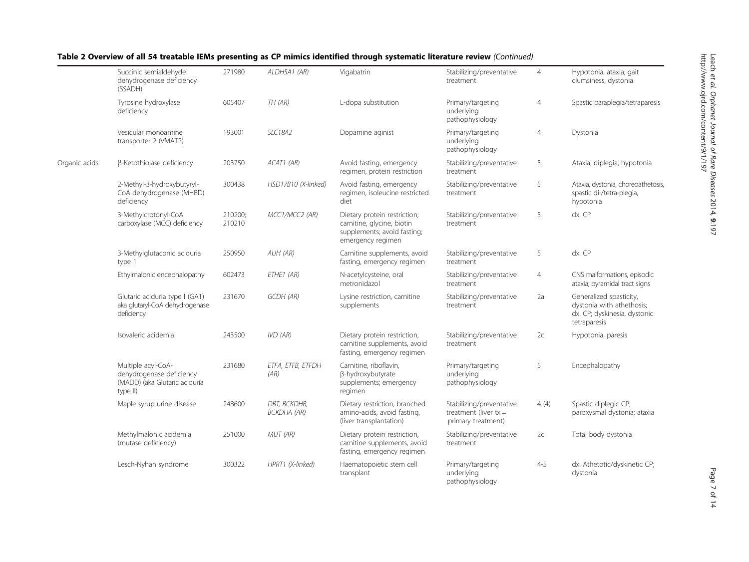**Table 2 Overview of all 54 treatable IEMs presenting as CP mimics identified through systematic literature review** *(Continued)*

| | | | | | | | |
|---|---|---|---|---|---|---|---|
| | Succinic semialdehyde dehydrogenase deficiency (SSADH) | 271980 | *ALDH5A1 (AR)* | Vigabatrin | Stabilizing/preventative treatment | 4 | Hypotonia, ataxia; gait clumsiness, dystonia |
| | Tyrosine hydroxylase deficiency | 605407 | *TH (AR)* | L-dopa substitution | Primary/targeting underlying pathophysiology | 4 | Spastic paraplegia/tetraparesis |
| | Vesicular monoamine transporter 2 (VMAT2) | 193001 | *SLC18A2* | Dopamine aginist | Primary/targeting underlying pathophysiology | 4 | Dystonia |
| Organic acids | β-Ketothiolase deficiency | 203750 | *ACAT1 (AR)* | Avoid fasting, emergency regimen, protein restriction | Stabilizing/preventative treatment | 5 | Ataxia, diplegia, hypotonia |
| | 2-Methyl-3-hydroxybutyryl-CoA dehydrogenase (MHBD) deficiency | 300438 | *HSD17B10 (X-linked)* | Avoid fasting, emergency regimen, isoleucine restricted diet | Stabilizing/preventative treatment | 5 | Ataxia, dystonia, choreoathetosis, spastic di-/tetra-plegia, hypotonia |
| | 3-Methylcrotonyl-CoA carboxylase (MCC) deficiency | 210200; 210210 | *MCC1/MCC2 (AR)* | Dietary protein restriction; carnitine, glycine, biotin supplements; avoid fasting; emergency regimen | Stabilizing/preventative treatment | 5 | dx. CP |
| | 3-Methylglutaconic aciduria type 1 | 250950 | *AUH (AR)* | Carnitine supplements, avoid fasting, emergency regimen | Stabilizing/preventative treatment | 5 | dx. CP |
| | Ethylmalonic encephalopathy | 602473 | *ETHE1 (AR)* | N-acetylcysteine, oral metronidazol | Stabilizing/preventative treatment | 4 | CNS malformations, episodic ataxia; pyramidal tract signs |
| | Glutaric aciduria type I (GA1) aka glutaryl-CoA dehydrogenase deficiency | 231670 | *GCDH (AR)* | Lysine restriction, carnitine supplements | Stabilizing/preventative treatment | 2a | Generalized spasticity, dystonia with athethosis; dx. CP; dyskinesia, dystonic tetraparesis |
| | Isovaleric acidemia | 243500 | *IVD (AR)* | Dietary protein restriction, carnitine supplements, avoid fasting, emergency regimen | Stabilizing/preventative treatment | 2c | Hypotonia, paresis |
| | Multiple acyl-CoA-dehydrogenase deficiency (MADD) (aka Glutaric aciduria type II) | 231680 | *ETFA, ETFB, ETFDH (AR)* | Carnitine, riboflavin, β-hydroxybutyrate supplements; emergency regimen | Primary/targeting underlying pathophysiology | 5 | Encephalopathy |
| | Maple syrup urine disease | 248600 | *DBT, BCKDHB, BCKDHA (AR)* | Dietary restriction, branched amino-acids, avoid fasting, (liver transplantation) | Stabilizing/preventative treatment (liver tx = primary treatment) | 4 (4) | Spastic diplegic CP; paroxysmal dystonia; ataxia |
| | Methylmalonic acidemia (mutase deficiency) | 251000 | *MUT (AR)* | Dietary protein restriction, carnitine supplements, avoid fasting, emergency regimen | Stabilizing/preventative treatment | 2c | Total body dystonia |
| | Lesch-Nyhan syndrome | 300322 | *HPRT1 (X-linked)* | Haematopoietic stem cell transplant | Primary/targeting underlying pathophysiology | 4-5 | dx. Athetotic/dyskinetic CP; dystonia |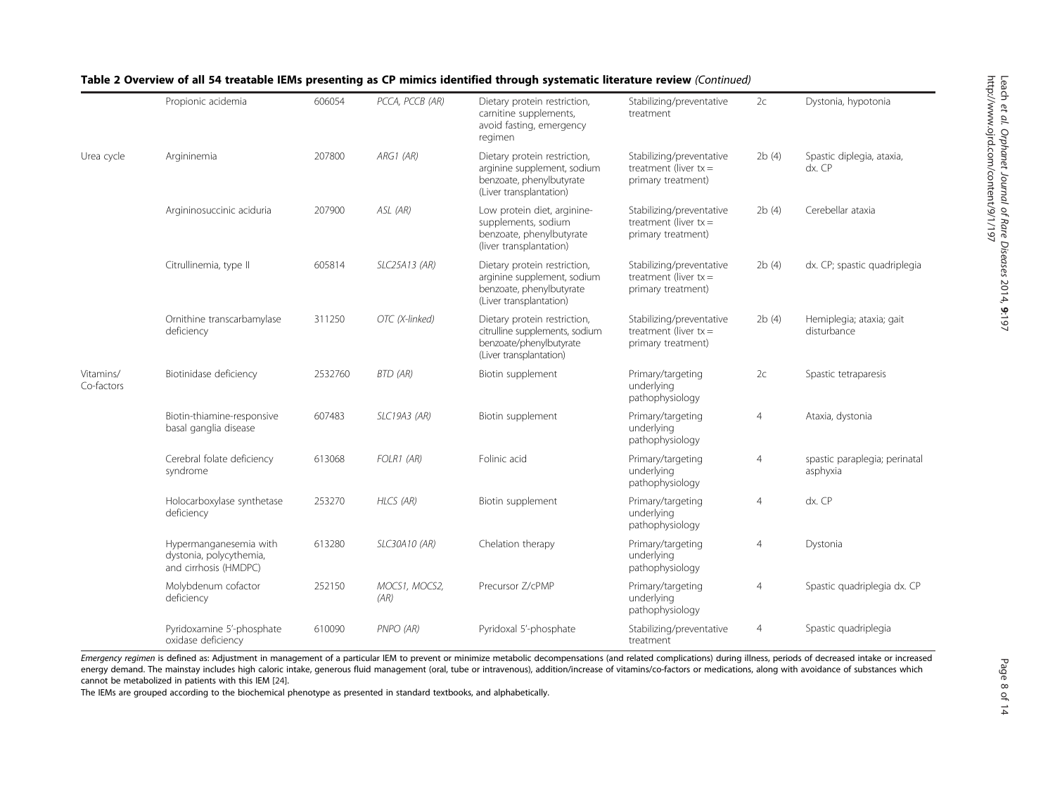**Table 2 Overview of all 54 treatable IEMs presenting as CP mimics identified through systematic literature review** *(Continued)*

| | | | | | | | |
|---|---|---|---|---|---|---|---|
| | Propionic acidemia | 606054 | *PCCA, PCCB (AR)* | Dietary protein restriction, carnitine supplements, avoid fasting, emergency regimen | Stabilizing/preventative treatment | 2c | Dystonia, hypotonia |
| Urea cycle | Argininemia | 207800 | *ARG1 (AR)* | Dietary protein restriction, arginine supplement, sodium benzoate, phenylbutyrate (Liver transplantation) | Stabilizing/preventative treatment (liver tx = primary treatment) | 2b (4) | Spastic diplegia, ataxia, dx. CP |
| | Argininosuccinic aciduria | 207900 | *ASL (AR)* | Low protein diet, arginine-supplements, sodium benzoate, phenylbutyrate (liver transplantation) | Stabilizing/preventative treatment (liver tx = primary treatment) | 2b (4) | Cerebellar ataxia |
| | Citrullinemia, type II | 605814 | *SLC25A13 (AR)* | Dietary protein restriction, arginine supplement, sodium benzoate, phenylbutyrate (Liver transplantation) | Stabilizing/preventative treatment (liver tx = primary treatment) | 2b (4) | dx. CP; spastic quadriplegia |
| | Ornithine transcarbamylase deficiency | 311250 | *OTC (X-linked)* | Dietary protein restriction, citrulline supplements, sodium benzoate/phenylbutyrate (Liver transplantation) | Stabilizing/preventative treatment (liver tx = primary treatment) | 2b (4) | Hemiplegia; ataxia; gait disturbance |
| Vitamins/ Co-factors | Biotinidase deficiency | 2532760 | *BTD (AR)* | Biotin supplement | Primary/targeting underlying pathophysiology | 2c | Spastic tetraparesis |
| | Biotin-thiamine-responsive basal ganglia disease | 607483 | *SLC19A3 (AR)* | Biotin supplement | Primary/targeting underlying pathophysiology | 4 | Ataxia, dystonia |
| | Cerebral folate deficiency syndrome | 613068 | *FOLR1 (AR)* | Folinic acid | Primary/targeting underlying pathophysiology | 4 | spastic paraplegia; perinatal asphyxia |
| | Holocarboxylase synthetase deficiency | 253270 | *HLCS (AR)* | Biotin supplement | Primary/targeting underlying pathophysiology | 4 | dx. CP |
| | Hypermanganesemia with dystonia, polycythemia, and cirrhosis (HMDPC) | 613280 | *SLC30A10 (AR)* | Chelation therapy | Primary/targeting underlying pathophysiology | 4 | Dystonia |
| | Molybdenum cofactor deficiency | 252150 | *MOCS1, MOCS2, (AR)* | Precursor Z/cPMP | Primary/targeting underlying pathophysiology | 4 | Spastic quadriplegia dx. CP |
| | Pyridoxamine 5'-phosphate oxidase deficiency | 610090 | *PNPO (AR)* | Pyridoxal 5'-phosphate | Stabilizing/preventative treatment | 4 | Spastic quadriplegia |

*Emergency regimen* is defined as: Adjustment in management of a particular IEM to prevent or minimize metabolic decompensations (and related complications) during illness, periods of decreased intake or increased energy demand. The mainstay includes high caloric intake, generous fluid management (oral, tube or intravenous), addition/increase of vitamins/co-factors or medications, along with avoidance of substances which cannot be metabolized in patients with this IEM [24].

The IEMs are grouped according to the biochemical phenotype as presented in standard textbooks, and alphabetically.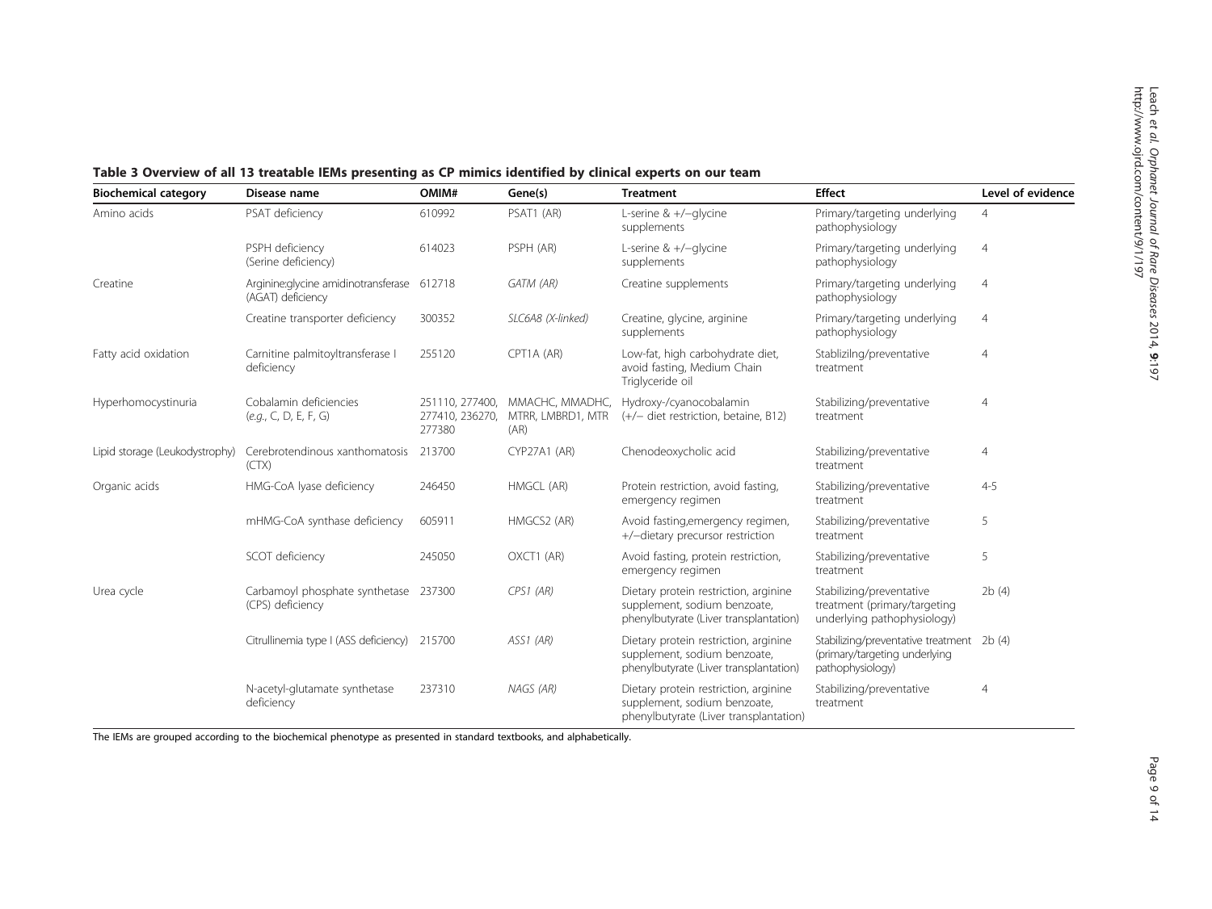**Table 3 Overview of all 13 treatable IEMs presenting as CP mimics identified by clinical experts on our team**

| Biochemical category | Disease name | OMIM# | Gene(s) | Treatment | Effect | Level of evidence |
|---|---|---|---|---|---|---|
| Amino acids | PSAT deficiency | 610992 | PSAT1 (AR) | L-serine & +/−glycine supplements | Primary/targeting underlying pathophysiology | 4 |
| | PSPH deficiency (Serine deficiency) | 614023 | PSPH (AR) | L-serine & +/−glycine supplements | Primary/targeting underlying pathophysiology | 4 |
| Creatine | Arginine:glycine amidinotransferase (AGAT) deficiency | 612718 | *GATM (AR)* | Creatine supplements | Primary/targeting underlying pathophysiology | 4 |
| | Creatine transporter deficiency | 300352 | *SLC6A8 (X-linked)* | Creatine, glycine, arginine supplements | Primary/targeting underlying pathophysiology | 4 |
| Fatty acid oxidation | Carnitine palmitoyltransferase I deficiency | 255120 | CPT1A (AR) | Low-fat, high carbohydrate diet, avoid fasting, Medium Chain Triglyceride oil | Stablizilng/preventative treatment | 4 |
| Hyperhomocystinuria | Cobalamin deficiencies (*e.g.*, C, D, E, F, G) | 251110, 277400, 277410, 236270, 277380 | MMACHC, MMADHC, MTRR, LMBRD1, MTR (AR) | Hydroxy-/cyanocobalamin (+/− diet restriction, betaine, B12) | Stabilizing/preventative treatment | 4 |
| Lipid storage (Leukodystrophy) | Cerebrotendinous xanthomatosis (CTX) | 213700 | CYP27A1 (AR) | Chenodeoxycholic acid | Stabilizing/preventative treatment | 4 |
| Organic acids | HMG-CoA lyase deficiency | 246450 | HMGCL (AR) | Protein restriction, avoid fasting, emergency regimen | Stabilizing/preventative treatment | 4-5 |
| | mHMG-CoA synthase deficiency | 605911 | HMGCS2 (AR) | Avoid fasting,emergency regimen, +/−dietary precursor restriction | Stabilizing/preventative treatment | 5 |
| | SCOT deficiency | 245050 | OXCT1 (AR) | Avoid fasting, protein restriction, emergency regimen | Stabilizing/preventative treatment | 5 |
| Urea cycle | Carbamoyl phosphate synthetase (CPS) deficiency | 237300 | *CPS1 (AR)* | Dietary protein restriction, arginine supplement, sodium benzoate, phenylbutyrate (Liver transplantation) | Stabilizing/preventative treatment (primary/targeting underlying pathophysiology) | 2b (4) |
| | Citrullinemia type I (ASS deficiency) | 215700 | *ASS1 (AR)* | Dietary protein restriction, arginine supplement, sodium benzoate, phenylbutyrate (Liver transplantation) | Stabilizing/preventative treatment (primary/targeting underlying pathophysiology) | 2b (4) |
| | N-acetyl-glutamate synthetase deficiency | 237310 | *NAGS (AR)* | Dietary protein restriction, arginine supplement, sodium benzoate, phenylbutyrate (Liver transplantation) | Stabilizing/preventative treatment | 4 |

The IEMs are grouped according to the biochemical phenotype as presented in standard textbooks, and alphabetically.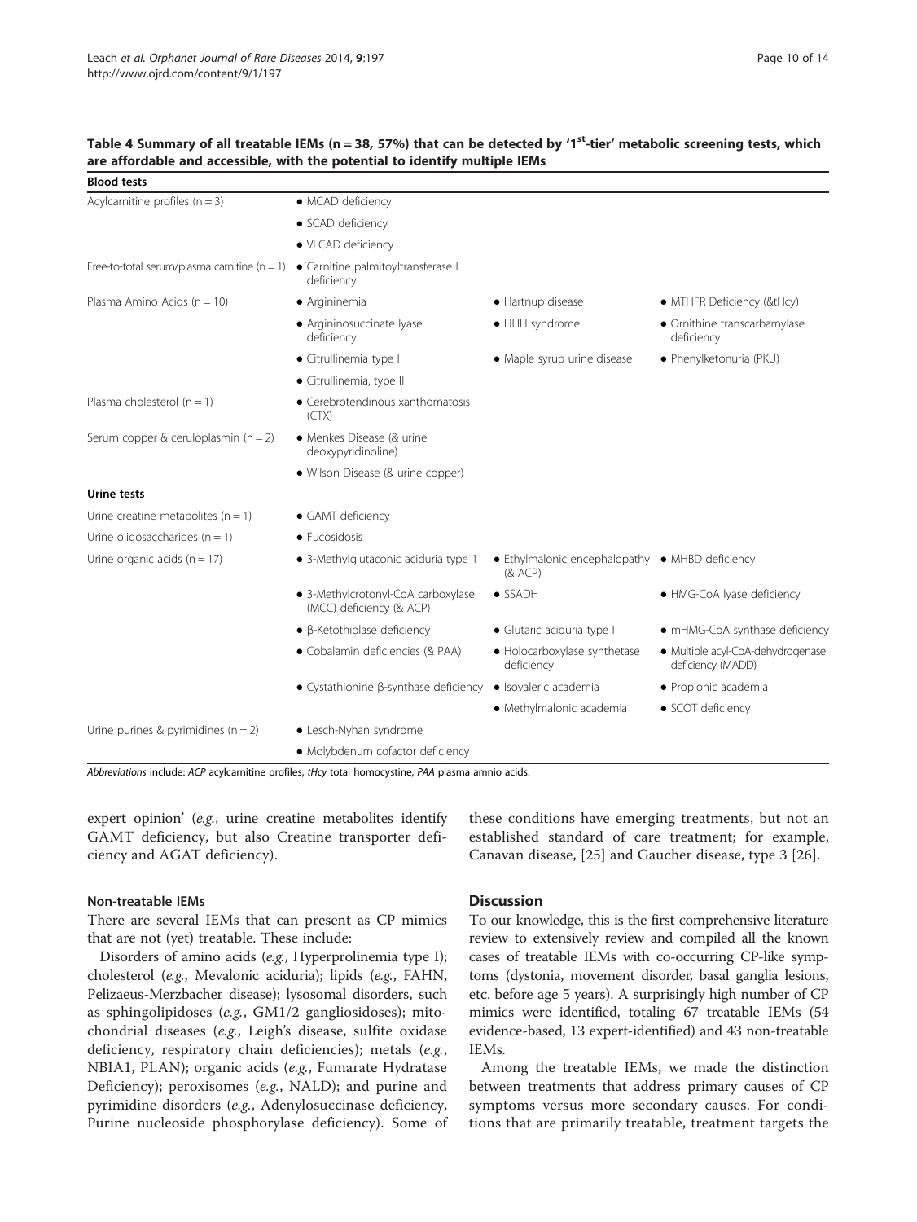**Table 4 Summary of all treatable IEMs (n = 38, 57%) that can be detected by '1st-tier' metabolic screening tests, which are affordable and accessible, with the potential to identify multiple IEMs**

| Blood tests | | | |
|---|---|---|---|
| Acylcarnitine profiles (n = 3) | • MCAD deficiency | | |
| | • SCAD deficiency | | |
| | • VLCAD deficiency | | |
| Free-to-total serum/plasma carnitine (n = 1) | • Carnitine palmitoyltransferase I deficiency | | |
| Plasma Amino Acids (n = 10) | • Argininemia | • Hartnup disease | • MTHFR Deficiency (&tHcy) |
| | • Argininosuccinate lyase deficiency | • HHH syndrome | • Ornithine transcarbamylase deficiency |
| | • Citrullinemia type I | • Maple syrup urine disease | • Phenylketonuria (PKU) |
| | • Citrullinemia, type II | | |
| Plasma cholesterol (n = 1) | • Cerebrotendinous xanthomatosis (CTX) | | |
| Serum copper & ceruloplasmin (n = 2) | • Menkes Disease (& urine deoxypyridinoline) | | |
| | • Wilson Disease (& urine copper) | | |
| **Urine tests** | | | |
| Urine creatine metabolites (n = 1) | • GAMT deficiency | | |
| Urine oligosaccharides (n = 1) | • Fucosidosis | | |
| Urine organic acids (n = 17) | • 3-Methylglutaconic aciduria type 1 | • Ethylmalonic encephalopathy (& ACP) | • MHBD deficiency |
| | • 3-Methylcrotonyl-CoA carboxylase (MCC) deficiency (& ACP) | • SSADH | • HMG-CoA lyase deficiency |
| | • β-Ketothiolase deficiency | • Glutaric aciduria type I | • mHMG-CoA synthase deficiency |
| | • Cobalamin deficiencies (& PAA) | • Holocarboxylase synthetase deficiency | • Multiple acyl-CoA-dehydrogenase deficiency (MADD) |
| | • Cystathionine β-synthase deficiency | • Isovaleric academia | • Propionic academia |
| | | • Methylmalonic academia | • SCOT deficiency |
| Urine purines & pyrimidines (n = 2) | • Lesch-Nyhan syndrome | | |
| | • Molybdenum cofactor deficiency | | |

*Abbreviations* include: *ACP* acylcarnitine profiles, *tHcy* total homocystine, *PAA* plasma amnio acids.

expert opinion' (*e.g.*, urine creatine metabolites identify GAMT deficiency, but also Creatine transporter deficiency and AGAT deficiency).

#### Non-treatable IEMs

There are several IEMs that can present as CP mimics that are not (yet) treatable. These include:

Disorders of amino acids (*e.g.*, Hyperprolinemia type I); cholesterol (*e.g.*, Mevalonic aciduria); lipids (*e.g.*, FAHN, Pelizaeus-Merzbacher disease); lysosomal disorders, such as sphingolipidoses (*e.g.*, GM1/2 gangliosidoses); mitochondrial diseases (*e.g.*, Leigh's disease, sulfite oxidase deficiency, respiratory chain deficiencies); metals (*e.g.*, NBIA1, PLAN); organic acids (*e.g.*, Fumarate Hydratase Deficiency); peroxisomes (*e.g.*, NALD); and purine and pyrimidine disorders (*e.g.*, Adenylosuccinase deficiency, Purine nucleoside phosphorylase deficiency). Some of these conditions have emerging treatments, but not an established standard of care treatment; for example, Canavan disease, [25] and Gaucher disease, type 3 [26].

## Discussion

To our knowledge, this is the first comprehensive literature review to extensively review and compiled all the known cases of treatable IEMs with co-occurring CP-like symptoms (dystonia, movement disorder, basal ganglia lesions, etc. before age 5 years). A surprisingly high number of CP mimics were identified, totaling 67 treatable IEMs (54 evidence-based, 13 expert-identified) and 43 non-treatable IEMs.

Among the treatable IEMs, we made the distinction between treatments that address primary causes of CP symptoms versus more secondary causes. For conditions that are primarily treatable, treatment targets the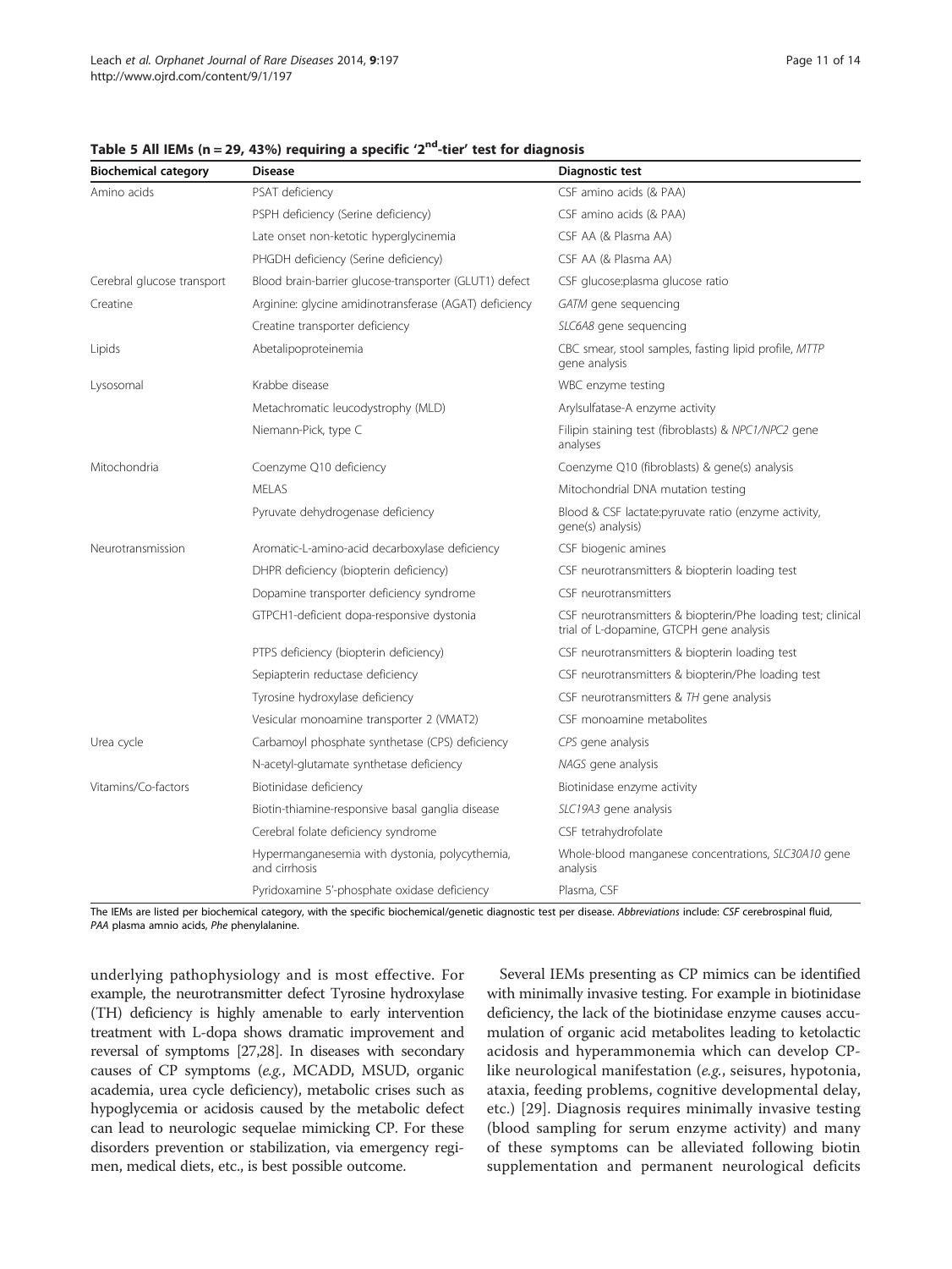**Table 5 All IEMs (n = 29, 43%) requiring a specific '2[nd]-tier' test for diagnosis**

| Biochemical category | Disease | Diagnostic test |
|---|---|---|
| Amino acids | PSAT deficiency | CSF amino acids (& PAA) |
| | PSPH deficiency (Serine deficiency) | CSF amino acids (& PAA) |
| | Late onset non-ketotic hyperglycinemia | CSF AA (& Plasma AA) |
| | PHGDH deficiency (Serine deficiency) | CSF AA (& Plasma AA) |
| Cerebral glucose transport | Blood brain-barrier glucose-transporter (GLUT1) defect | CSF glucose:plasma glucose ratio |
| Creatine | Arginine: glycine amidinotransferase (AGAT) deficiency | *GATM* gene sequencing |
| | Creatine transporter deficiency | *SLC6A8* gene sequencing |
| Lipids | Abetalipoproteinemia | CBC smear, stool samples, fasting lipid profile, *MTTP* gene analysis |
| Lysosomal | Krabbe disease | WBC enzyme testing |
| | Metachromatic leucodystrophy (MLD) | Arylsulfatase-A enzyme activity |
| | Niemann-Pick, type C | Filipin staining test (fibroblasts) & *NPC1/NPC2* gene analyses |
| Mitochondria | Coenzyme Q10 deficiency | Coenzyme Q10 (fibroblasts) & gene(s) analysis |
| | MELAS | Mitochondrial DNA mutation testing |
| | Pyruvate dehydrogenase deficiency | Blood & CSF lactate:pyruvate ratio (enzyme activity, gene(s) analysis) |
| Neurotransmission | Aromatic-L-amino-acid decarboxylase deficiency | CSF biogenic amines |
| | DHPR deficiency (biopterin deficiency) | CSF neurotransmitters & biopterin loading test |
| | Dopamine transporter deficiency syndrome | CSF neurotransmitters |
| | GTPCH1-deficient dopa-responsive dystonia | CSF neurotransmitters & biopterin/Phe loading test; clinical trial of L-dopamine, GTCPH gene analysis |
| | PTPS deficiency (biopterin deficiency) | CSF neurotransmitters & biopterin loading test |
| | Sepiapterin reductase deficiency | CSF neurotransmitters & biopterin/Phe loading test |
| | Tyrosine hydroxylase deficiency | CSF neurotransmitters & *TH* gene analysis |
| | Vesicular monoamine transporter 2 (VMAT2) | CSF monoamine metabolites |
| Urea cycle | Carbamoyl phosphate synthetase (CPS) deficiency | *CPS* gene analysis |
| | N-acetyl-glutamate synthetase deficiency | *NAGS* gene analysis |
| Vitamins/Co-factors | Biotinidase deficiency | Biotinidase enzyme activity |
| | Biotin-thiamine-responsive basal ganglia disease | *SLC19A3* gene analysis |
| | Cerebral folate deficiency syndrome | CSF tetrahydrofolate |
| | Hypermanganesemia with dystonia, polycythemia, and cirrhosis | Whole-blood manganese concentrations, *SLC30A10* gene analysis |
| | Pyridoxamine 5'-phosphate oxidase deficiency | Plasma, CSF |

The IEMs are listed per biochemical category, with the specific biochemical/genetic diagnostic test per disease. *Abbreviations* include: *CSF* cerebrospinal fluid, *PAA* plasma amnio acids, *Phe* phenylalanine.

underlying pathophysiology and is most effective. For example, the neurotransmitter defect Tyrosine hydroxylase (TH) deficiency is highly amenable to early intervention treatment with L-dopa shows dramatic improvement and reversal of symptoms [27,28]. In diseases with secondary causes of CP symptoms (*e.g.*, MCADD, MSUD, organic academia, urea cycle deficiency), metabolic crises such as hypoglycemia or acidosis caused by the metabolic defect can lead to neurologic sequelae mimicking CP. For these disorders prevention or stabilization, via emergency regimen, medical diets, etc., is best possible outcome.

Several IEMs presenting as CP mimics can be identified with minimally invasive testing. For example in biotinidase deficiency, the lack of the biotinidase enzyme causes accumulation of organic acid metabolites leading to ketolactic acidosis and hyperammonemia which can develop CP-like neurological manifestation (*e.g.*, seisures, hypotonia, ataxia, feeding problems, cognitive developmental delay, etc.) [29]. Diagnosis requires minimally invasive testing (blood sampling for serum enzyme activity) and many of these symptoms can be alleviated following biotin supplementation and permanent neurological deficits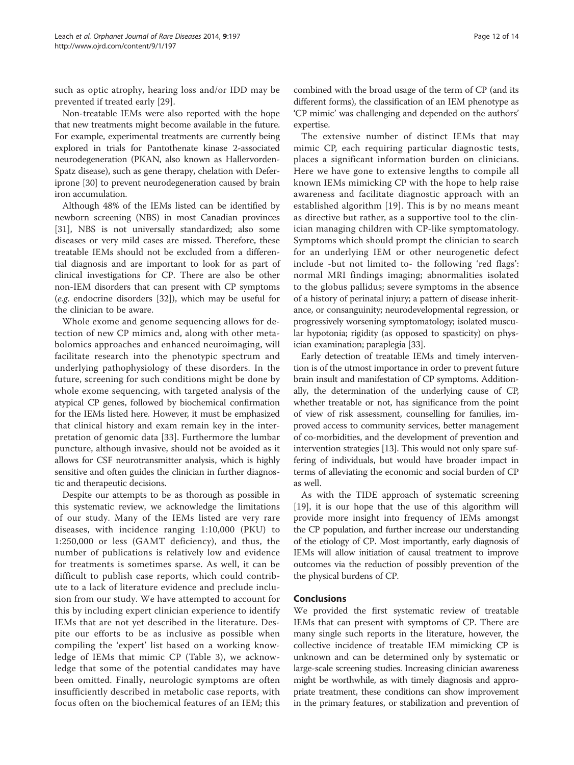such as optic atrophy, hearing loss and/or IDD may be prevented if treated early [29].

Non-treatable IEMs were also reported with the hope that new treatments might become available in the future. For example, experimental treatments are currently being explored in trials for Pantothenate kinase 2-associated neurodegeneration (PKAN, also known as Hallervorden-Spatz disease), such as gene therapy, chelation with Deferiprone [30] to prevent neurodegeneration caused by brain iron accumulation.

Although 48% of the IEMs listed can be identified by newborn screening (NBS) in most Canadian provinces [31], NBS is not universally standardized; also some diseases or very mild cases are missed. Therefore, these treatable IEMs should not be excluded from a differential diagnosis and are important to look for as part of clinical investigations for CP. There are also be other non-IEM disorders that can present with CP symptoms (*e.g.* endocrine disorders [32]), which may be useful for the clinician to be aware.

Whole exome and genome sequencing allows for detection of new CP mimics and, along with other metabolomics approaches and enhanced neuroimaging, will facilitate research into the phenotypic spectrum and underlying pathophysiology of these disorders. In the future, screening for such conditions might be done by whole exome sequencing, with targeted analysis of the atypical CP genes, followed by biochemical confirmation for the IEMs listed here. However, it must be emphasized that clinical history and exam remain key in the interpretation of genomic data [33]. Furthermore the lumbar puncture, although invasive, should not be avoided as it allows for CSF neurotransmitter analysis, which is highly sensitive and often guides the clinician in further diagnostic and therapeutic decisions.

Despite our attempts to be as thorough as possible in this systematic review, we acknowledge the limitations of our study. Many of the IEMs listed are very rare diseases, with incidence ranging 1:10,000 (PKU) to 1:250,000 or less (GAMT deficiency), and thus, the number of publications is relatively low and evidence for treatments is sometimes sparse. As well, it can be difficult to publish case reports, which could contribute to a lack of literature evidence and preclude inclusion from our study. We have attempted to account for this by including expert clinician experience to identify IEMs that are not yet described in the literature. Despite our efforts to be as inclusive as possible when compiling the 'expert' list based on a working knowledge of IEMs that mimic CP (Table 3), we acknowledge that some of the potential candidates may have been omitted. Finally, neurologic symptoms are often insufficiently described in metabolic case reports, with focus often on the biochemical features of an IEM; this combined with the broad usage of the term of CP (and its different forms), the classification of an IEM phenotype as 'CP mimic' was challenging and depended on the authors' expertise.

The extensive number of distinct IEMs that may mimic CP, each requiring particular diagnostic tests, places a significant information burden on clinicians. Here we have gone to extensive lengths to compile all known IEMs mimicking CP with the hope to help raise awareness and facilitate diagnostic approach with an established algorithm [19]. This is by no means meant as directive but rather, as a supportive tool to the clinician managing children with CP-like symptomatology. Symptoms which should prompt the clinician to search for an underlying IEM or other neurogenetic defect include -but not limited to- the following 'red flags': normal MRI findings imaging; abnormalities isolated to the globus pallidus; severe symptoms in the absence of a history of perinatal injury; a pattern of disease inheritance, or consanguinity; neurodevelopmental regression, or progressively worsening symptomatology; isolated muscular hypotonia; rigidity (as opposed to spasticity) on physician examination; paraplegia [33].

Early detection of treatable IEMs and timely intervention is of the utmost importance in order to prevent future brain insult and manifestation of CP symptoms. Additionally, the determination of the underlying cause of CP, whether treatable or not, has significance from the point of view of risk assessment, counselling for families, improved access to community services, better management of co-morbidities, and the development of prevention and intervention strategies [13]. This would not only spare suffering of individuals, but would have broader impact in terms of alleviating the economic and social burden of CP as well.

As with the TIDE approach of systematic screening [19], it is our hope that the use of this algorithm will provide more insight into frequency of IEMs amongst the CP population, and further increase our understanding of the etiology of CP. Most importantly, early diagnosis of IEMs will allow initiation of causal treatment to improve outcomes via the reduction of possibly prevention of the the physical burdens of CP.

## Conclusions

We provided the first systematic review of treatable IEMs that can present with symptoms of CP. There are many single such reports in the literature, however, the collective incidence of treatable IEM mimicking CP is unknown and can be determined only by systematic or large-scale screening studies. Increasing clinician awareness might be worthwhile, as with timely diagnosis and appropriate treatment, these conditions can show improvement in the primary features, or stabilization and prevention of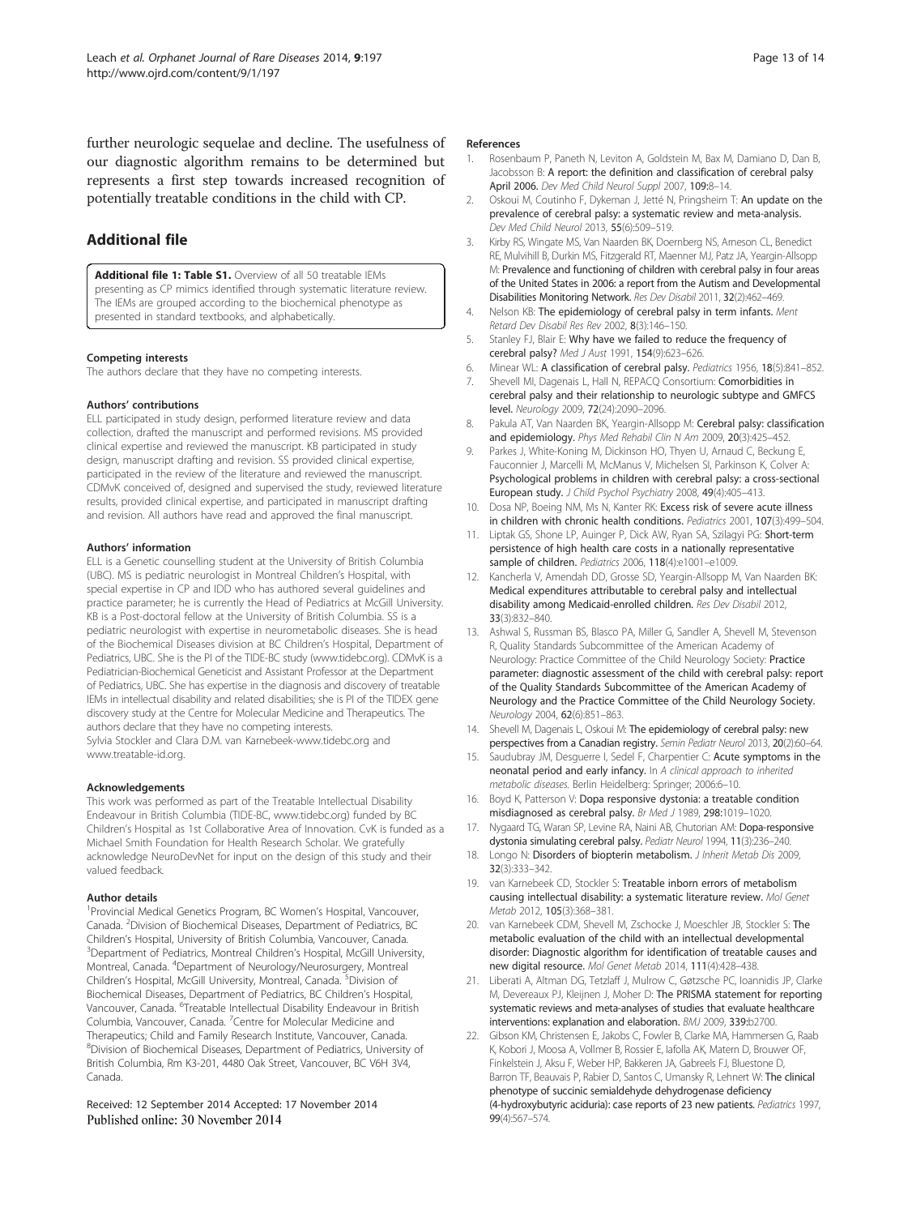further neurologic sequelae and decline. The usefulness of our diagnostic algorithm remains to be determined but represents a first step towards increased recognition of potentially treatable conditions in the child with CP.

## Additional file

**Additional file 1: Table S1.** Overview of all 50 treatable IEMs presenting as CP mimics identified through systematic literature review. The IEMs are grouped according to the biochemical phenotype as presented in standard textbooks, and alphabetically.

#### Competing interests

The authors declare that they have no competing interests.

#### Authors' contributions

ELL participated in study design, performed literature review and data collection, drafted the manuscript and performed revisions. MS provided clinical expertise and reviewed the manuscript. KB participated in study design, manuscript drafting and revision. SS provided clinical expertise, participated in the review of the literature and reviewed the manuscript. CDMvK conceived of, designed and supervised the study, reviewed literature results, provided clinical expertise, and participated in manuscript drafting and revision. All authors have read and approved the final manuscript.

#### Authors' information

ELL is a Genetic counselling student at the University of British Columbia (UBC). MS is pediatric neurologist in Montreal Children's Hospital, with special expertise in CP and IDD who has authored several guidelines and practice parameter; he is currently the Head of Pediatrics at McGill University. KB is a Post-doctoral fellow at the University of British Columbia. SS is a pediatric neurologist with expertise in neurometabolic diseases. She is head of the Biochemical Diseases division at BC Children's Hospital, Department of Pediatrics, UBC. She is the PI of the TIDE-BC study (www.tidebc.org). CDMvK is a Pediatrician-Biochemical Geneticist and Assistant Professor at the Department of Pediatrics, UBC. She has expertise in the diagnosis and discovery of treatable IEMs in intellectual disability and related disabilities; she is PI of the TIDEX gene discovery study at the Centre for Molecular Medicine and Therapeutics. The authors declare that they have no competing interests.
Sylvia Stockler and Clara D.M. van Karnebeek-www.tidebc.org and www.treatable-id.org.

#### Acknowledgements

This work was performed as part of the Treatable Intellectual Disability Endeavour in British Columbia (TIDE-BC, www.tidebc.org) funded by BC Children's Hospital as 1st Collaborative Area of Innovation. CvK is funded as a Michael Smith Foundation for Health Research Scholar. We gratefully acknowledge NeuroDevNet for input on the design of this study and their valued feedback.

#### Author details

[1]Provincial Medical Genetics Program, BC Women's Hospital, Vancouver, Canada. [2]Division of Biochemical Diseases, Department of Pediatrics, BC Children's Hospital, University of British Columbia, Vancouver, Canada. [3]Department of Pediatrics, Montreal Children's Hospital, McGill University, Montreal, Canada. [4]Department of Neurology/Neurosurgery, Montreal Children's Hospital, McGill University, Montreal, Canada. [5]Division of Biochemical Diseases, Department of Pediatrics, BC Children's Hospital, Vancouver, Canada. [6]Treatable Intellectual Disability Endeavour in British Columbia, Vancouver, Canada. [7]Centre for Molecular Medicine and Therapeutics; Child and Family Research Institute, Vancouver, Canada. [8]Division of Biochemical Diseases, Department of Pediatrics, University of British Columbia, Rm K3-201, 4480 Oak Street, Vancouver, BC V6H 3V4, Canada.

Received: 12 September 2014 Accepted: 17 November 2014
Published online: 30 November 2014

#### References

1. Rosenbaum P, Paneth N, Leviton A, Goldstein M, Bax M, Damiano D, Dan B, Jacobsson B: **A report: the definition and classification of cerebral palsy April 2006.** *Dev Med Child Neurol Suppl* 2007, **109:**8–14.
2. Oskoui M, Coutinho F, Dykeman J, Jetté N, Pringsheim T: **An update on the prevalence of cerebral palsy: a systematic review and meta-analysis.** *Dev Med Child Neurol* 2013, **55**(6):509–519.
3. Kirby RS, Wingate MS, Van Naarden BK, Doernberg NS, Arneson CL, Benedict RE, Mulvihill B, Durkin MS, Fitzgerald RT, Maenner MJ, Patz JA, Yeargin-Allsopp M: **Prevalence and functioning of children with cerebral palsy in four areas of the United States in 2006: a report from the Autism and Developmental Disabilities Monitoring Network.** *Res Dev Disabil* 2011, **32**(2):462–469.
4. Nelson KB: **The epidemiology of cerebral palsy in term infants.** *Ment Retard Dev Disabil Res Rev* 2002, **8**(3):146–150.
5. Stanley FJ, Blair E: **Why have we failed to reduce the frequency of cerebral palsy?** *Med J Aust* 1991, **154**(9):623–626.
6. Minear WL: **A classification of cerebral palsy.** *Pediatrics* 1956, **18**(5):841–852.
7. Shevell MI, Dagenais L, Hall N, REPACQ Consortium: **Comorbidities in cerebral palsy and their relationship to neurologic subtype and GMFCS level.** *Neurology* 2009, **72**(24):2090–2096.
8. Pakula AT, Van Naarden BK, Yeargin-Allsopp M: **Cerebral palsy: classification and epidemiology.** *Phys Med Rehabil Clin N Am* 2009, **20**(3):425–452.
9. Parkes J, White-Koning M, Dickinson HO, Thyen U, Arnaud C, Beckung E, Fauconnier J, Marcelli M, McManus V, Michelsen SI, Parkinson K, Colver A: **Psychological problems in children with cerebral palsy: a cross-sectional European study.** *J Child Psychol Psychiatry* 2008, **49**(4):405–413.
10. Dosa NP, Boeing NM, Ms N, Kanter RK: **Excess risk of severe acute illness in children with chronic health conditions.** *Pediatrics* 2001, **107**(3):499–504.
11. Liptak GS, Shone LP, Auinger P, Dick AW, Ryan SA, Szilagyi PG: **Short-term persistence of high health care costs in a nationally representative sample of children.** *Pediatrics* 2006, **118**(4):e1001–e1009.
12. Kancherla V, Amendah DD, Grosse SD, Yeargin-Allsopp M, Van Naarden BK: **Medical expenditures attributable to cerebral palsy and intellectual disability among Medicaid-enrolled children.** *Res Dev Disabil* 2012, **33**(3):832–840.
13. Ashwal S, Russman BS, Blasco PA, Miller G, Sandler A, Shevell M, Stevenson R, Quality Standards Subcommittee of the American Academy of Neurology: Practice Committee of the Child Neurology Society: **Practice parameter: diagnostic assessment of the child with cerebral palsy: report of the Quality Standards Subcommittee of the American Academy of Neurology and the Practice Committee of the Child Neurology Society.** *Neurology* 2004, **62**(6):851–863.
14. Shevell M, Dagenais L, Oskoui M: **The epidemiology of cerebral palsy: new perspectives from a Canadian registry.** *Semin Pediatr Neurol* 2013, **20**(2):60–64.
15. Saudubray JM, Desguerre I, Sedel F, Charpentier C: **Acute symptoms in the neonatal period and early infancy.** In *A clinical approach to inherited metabolic diseases.* Berlin Heidelberg: Springer; 2006:6–10.
16. Boyd K, Patterson V: **Dopa responsive dystonia: a treatable condition misdiagnosed as cerebral palsy.** *Br Med J* 1989, **298:**1019–1020.
17. Nygaard TG, Waran SP, Levine RA, Naini AB, Chutorian AM: **Dopa-responsive dystonia simulating cerebral palsy.** *Pediatr Neurol* 1994, **11**(3):236–240.
18. Longo N: **Disorders of biopterin metabolism.** *J Inherit Metab Dis* 2009, **32**(3):333–342.
19. van Karnebeek CD, Stockler S: **Treatable inborn errors of metabolism causing intellectual disability: a systematic literature review.** *Mol Genet Metab* 2012, **105**(3):368–381.
20. van Karnebeek CDM, Shevell M, Zschocke J, Moeschler JB, Stockler S: **The metabolic evaluation of the child with an intellectual developmental disorder: Diagnostic algorithm for identification of treatable causes and new digital resource.** *Mol Genet Metab* 2014, **111**(4):428–438.
21. Liberati A, Altman DG, Tetzlaff J, Mulrow C, Gøtzsche PC, Ioannidis JP, Clarke M, Devereaux PJ, Kleijnen J, Moher D: **The PRISMA statement for reporting systematic reviews and meta-analyses of studies that evaluate healthcare interventions: explanation and elaboration.** *BMJ* 2009, **339:**b2700.
22. Gibson KM, Christensen E, Jakobs C, Fowler B, Clarke MA, Hammersen G, Raab K, Kobori J, Moosa A, Vollmer B, Rossier E, Iafolla AK, Matern D, Brouwer OF, Finkelstein J, Aksu F, Weber HP, Bakkeren JA, Gabreels FJ, Bluestone D, Barron TF, Beauvais P, Rabier D, Santos C, Umansky R, Lehnert W: **The clinical phenotype of succinic semialdehyde dehydrogenase deficiency (4-hydroxybutyric aciduria): case reports of 23 new patients.** *Pediatrics* 1997, **99**(4):567–574.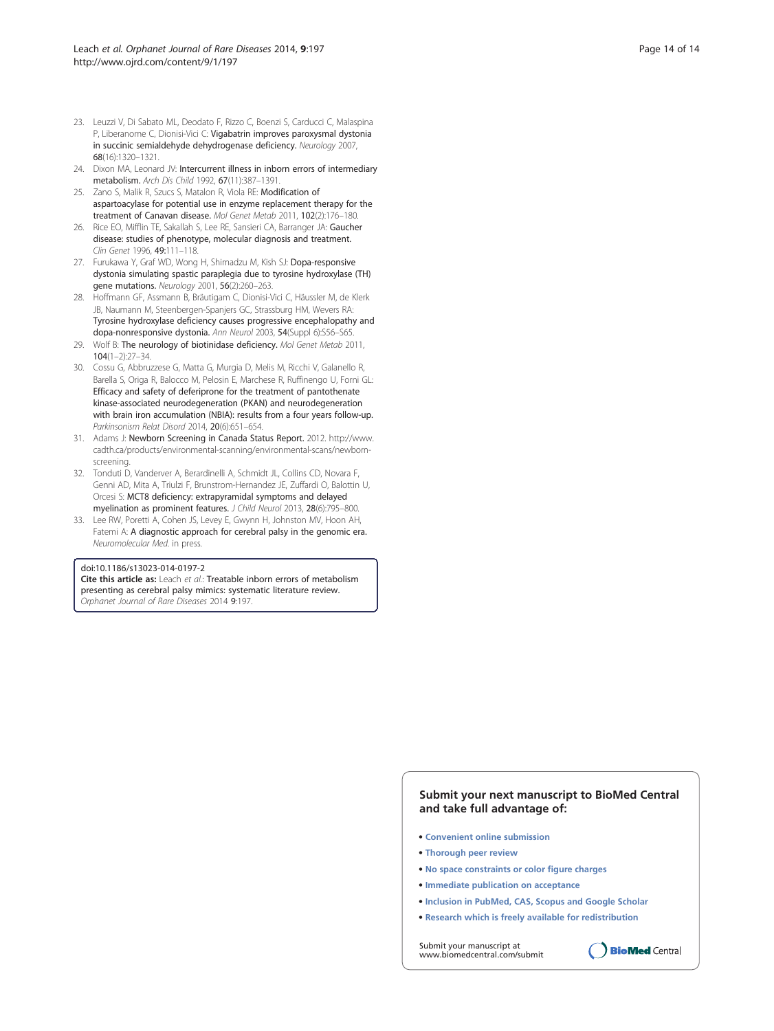23. Leuzzi V, Di Sabato ML, Deodato F, Rizzo C, Boenzi S, Carducci C, Malaspina P, Liberanome C, Dionisi-Vici C: **Vigabatrin improves paroxysmal dystonia in succinic semialdehyde dehydrogenase deficiency.** *Neurology* 2007, **68**(16):1320–1321.
24. Dixon MA, Leonard JV: **Intercurrent illness in inborn errors of intermediary metabolism.** *Arch Dis Child* 1992, **67**(11):387–1391.
25. Zano S, Malik R, Szucs S, Matalon R, Viola RE: **Modification of aspartoacylase for potential use in enzyme replacement therapy for the treatment of Canavan disease.** *Mol Genet Metab* 2011, **102**(2):176–180.
26. Rice EO, Mifflin TE, Sakallah S, Lee RE, Sansieri CA, Barranger JA: **Gaucher disease: studies of phenotype, molecular diagnosis and treatment.** *Clin Genet* 1996, **49**:111–118.
27. Furukawa Y, Graf WD, Wong H, Shimadzu M, Kish SJ: **Dopa-responsive dystonia simulating spastic paraplegia due to tyrosine hydroxylase (TH) gene mutations.** *Neurology* 2001, **56**(2):260–263.
28. Hoffmann GF, Assmann B, Bräutigam C, Dionisi-Vici C, Häussler M, de Klerk JB, Naumann M, Steenbergen-Spanjers GC, Strassburg HM, Wevers RA: **Tyrosine hydroxylase deficiency causes progressive encephalopathy and dopa-nonresponsive dystonia.** *Ann Neurol* 2003, **54**(Suppl 6):S56–S65.
29. Wolf B: **The neurology of biotinidase deficiency.** *Mol Genet Metab* 2011, **104**(1–2):27–34.
30. Cossu G, Abbruzzese G, Matta G, Murgia D, Melis M, Ricchi V, Galanello R, Barella S, Origa R, Balocco M, Pelosin E, Marchese R, Ruffinengo U, Forni GL: **Efficacy and safety of deferiprone for the treatment of pantothenate kinase-associated neurodegeneration (PKAN) and neurodegeneration with brain iron accumulation (NBIA): results from a four years follow-up.** *Parkinsonism Relat Disord* 2014, **20**(6):651–654.
31. Adams J: **Newborn Screening in Canada Status Report.** 2012. http://www.cadth.ca/products/environmental-scanning/environmental-scans/newborn-screening.
32. Tonduti D, Vanderver A, Berardinelli A, Schmidt JL, Collins CD, Novara F, Genni AD, Mita A, Triulzi F, Brunstrom-Hernandez JE, Zuffardi O, Balottin U, Orcesi S: **MCT8 deficiency: extrapyramidal symptoms and delayed myelination as prominent features.** *J Child Neurol* 2013, **28**(6):795–800.
33. Lee RW, Poretti A, Cohen JS, Levey E, Gwynn H, Johnston MV, Hoon AH, Fatemi A: **A diagnostic approach for cerebral palsy in the genomic era.** *Neuromolecular Med*. in press.

doi:10.1186/s13023-014-0197-2
**Cite this article as:** Leach *et al.*: Treatable inborn errors of metabolism presenting as cerebral palsy mimics: systematic literature review. *Orphanet Journal of Rare Diseases* 2014 **9**:197.

**Submit your next manuscript to BioMed Central and take full advantage of:**

- **Convenient online submission**
- **Thorough peer review**
- **No space constraints or color figure charges**
- **Immediate publication on acceptance**
- **Inclusion in PubMed, CAS, Scopus and Google Scholar**
- **Research which is freely available for redistribution**

Submit your manuscript at
www.biomedcentral.com/submit

BioMed Central